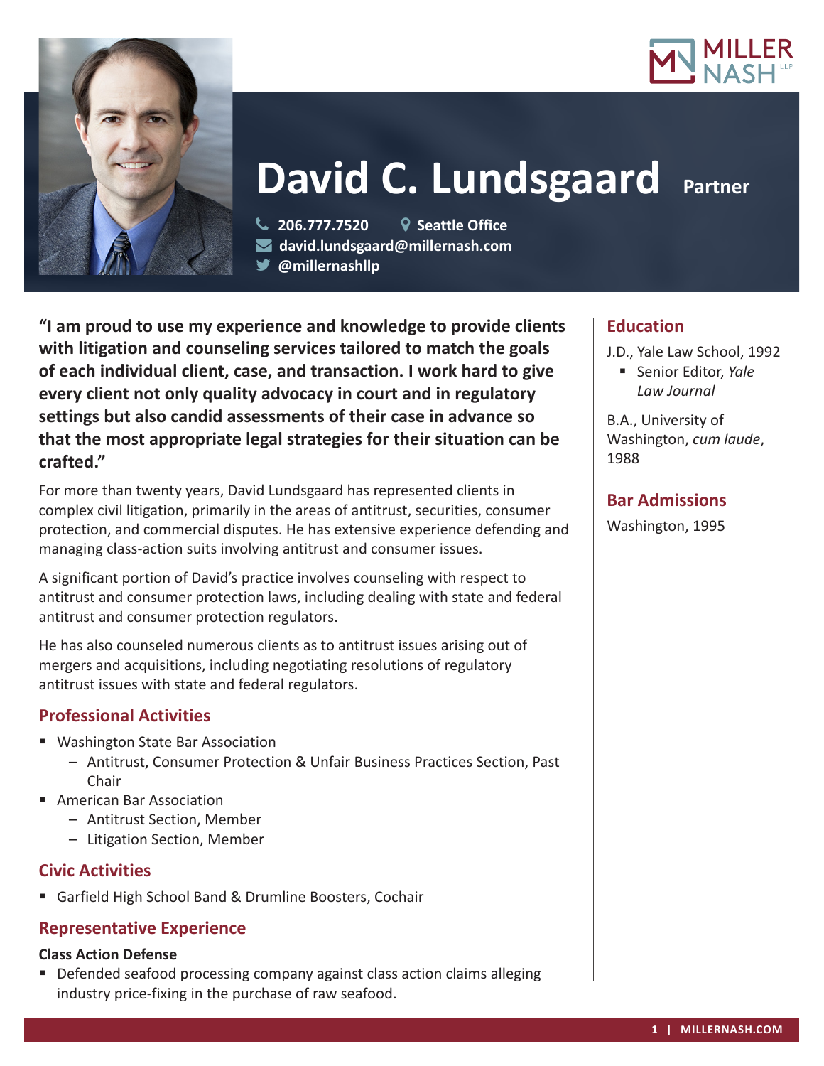# David C. Lundsgaard Partner

206.777.7520 | Seattle Office
david.lundsgaard@millernash.com
@millernashllp

**"I am proud to use my experience and knowledge to provide clients with litigation and counseling services tailored to match the goals of each individual client, case, and transaction. I work hard to give every client not only quality advocacy in court and in regulatory settings but also candid assessments of their case in advance so that the most appropriate legal strategies for their situation can be crafted."**

For more than twenty years, David Lundsgaard has represented clients in complex civil litigation, primarily in the areas of antitrust, securities, consumer protection, and commercial disputes. He has extensive experience defending and managing class-action suits involving antitrust and consumer issues.

A significant portion of David's practice involves counseling with respect to antitrust and consumer protection laws, including dealing with state and federal antitrust and consumer protection regulators.

He has also counseled numerous clients as to antitrust issues arising out of mergers and acquisitions, including negotiating resolutions of regulatory antitrust issues with state and federal regulators.

## Professional Activities

- Washington State Bar Association
  - Antitrust, Consumer Protection & Unfair Business Practices Section, Past Chair
- American Bar Association
  - Antitrust Section, Member
  - Litigation Section, Member

## Civic Activities

- Garfield High School Band & Drumline Boosters, Cochair

## Representative Experience

**Class Action Defense**

- Defended seafood processing company against class action claims alleging industry price-fixing in the purchase of raw seafood.

## Education

J.D., Yale Law School, 1992

- Senior Editor, *Yale Law Journal*

B.A., University of Washington, *cum laude*, 1988

## Bar Admissions

Washington, 1995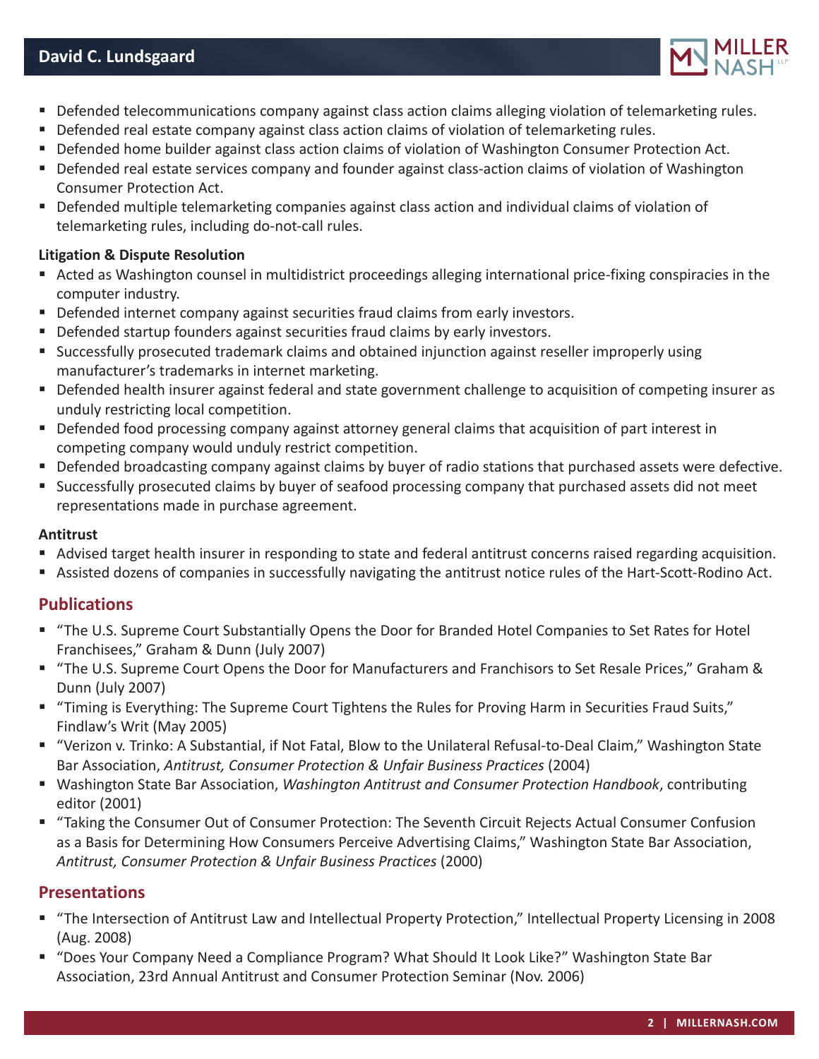- Defended telecommunications company against class action claims alleging violation of telemarketing rules.
- Defended real estate company against class action claims of violation of telemarketing rules.
- Defended home builder against class action claims of violation of Washington Consumer Protection Act.
- Defended real estate services company and founder against class-action claims of violation of Washington Consumer Protection Act.
- Defended multiple telemarketing companies against class action and individual claims of violation of telemarketing rules, including do-not-call rules.

**Litigation & Dispute Resolution**

- Acted as Washington counsel in multidistrict proceedings alleging international price-fixing conspiracies in the computer industry.
- Defended internet company against securities fraud claims from early investors.
- Defended startup founders against securities fraud claims by early investors.
- Successfully prosecuted trademark claims and obtained injunction against reseller improperly using manufacturer's trademarks in internet marketing.
- Defended health insurer against federal and state government challenge to acquisition of competing insurer as unduly restricting local competition.
- Defended food processing company against attorney general claims that acquisition of part interest in competing company would unduly restrict competition.
- Defended broadcasting company against claims by buyer of radio stations that purchased assets were defective.
- Successfully prosecuted claims by buyer of seafood processing company that purchased assets did not meet representations made in purchase agreement.

**Antitrust**

- Advised target health insurer in responding to state and federal antitrust concerns raised regarding acquisition.
- Assisted dozens of companies in successfully navigating the antitrust notice rules of the Hart-Scott-Rodino Act.

## Publications

- "The U.S. Supreme Court Substantially Opens the Door for Branded Hotel Companies to Set Rates for Hotel Franchisees," Graham & Dunn (July 2007)
- "The U.S. Supreme Court Opens the Door for Manufacturers and Franchisors to Set Resale Prices," Graham & Dunn (July 2007)
- "Timing is Everything: The Supreme Court Tightens the Rules for Proving Harm in Securities Fraud Suits," Findlaw's Writ (May 2005)
- "Verizon v. Trinko: A Substantial, if Not Fatal, Blow to the Unilateral Refusal-to-Deal Claim," Washington State Bar Association, *Antitrust, Consumer Protection & Unfair Business Practices* (2004)
- Washington State Bar Association, *Washington Antitrust and Consumer Protection Handbook*, contributing editor (2001)
- "Taking the Consumer Out of Consumer Protection: The Seventh Circuit Rejects Actual Consumer Confusion as a Basis for Determining How Consumers Perceive Advertising Claims," Washington State Bar Association, *Antitrust, Consumer Protection & Unfair Business Practices* (2000)

## Presentations

- "The Intersection of Antitrust Law and Intellectual Property Protection," Intellectual Property Licensing in 2008 (Aug. 2008)
- "Does Your Company Need a Compliance Program? What Should It Look Like?" Washington State Bar Association, 23rd Annual Antitrust and Consumer Protection Seminar (Nov. 2006)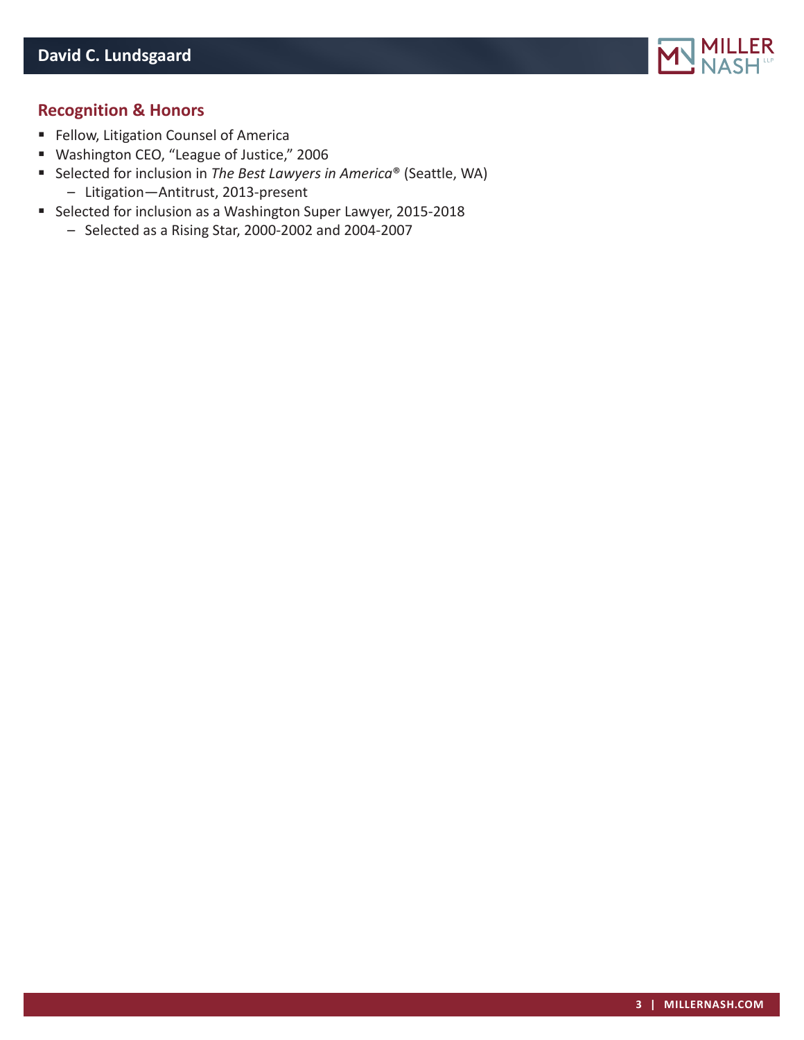## Recognition & Honors

- Fellow, Litigation Counsel of America
- Washington CEO, "League of Justice," 2006
- Selected for inclusion in *The Best Lawyers in America*® (Seattle, WA)
  - Litigation—Antitrust, 2013-present
- Selected for inclusion as a Washington Super Lawyer, 2015-2018
  - Selected as a Rising Star, 2000-2002 and 2004-2007